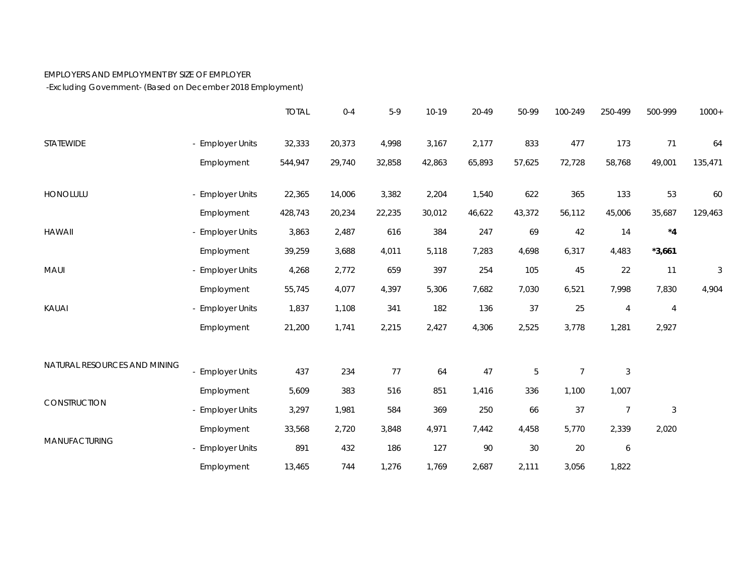EMPLOYERS AND EMPLOYMENT BY SIZE OF EMPLOYER

-Excluding Government- (Based on December 2018 Employment)

| | | TOTAL | 0-4 | 5-9 | 10-19 | 20-49 | 50-99 | 100-249 | 250-499 | 500-999 | 1000+ |
|---|---|---|---|---|---|---|---|---|---|---|---|
| STATEWIDE | - Employer Units | 32,333 | 20,373 | 4,998 | 3,167 | 2,177 | 833 | 477 | 173 | 71 | 64 |
| | Employment | 544,947 | 29,740 | 32,858 | 42,863 | 65,893 | 57,625 | 72,728 | 58,768 | 49,001 | 135,471 |
| HONOLULU | - Employer Units | 22,365 | 14,006 | 3,382 | 2,204 | 1,540 | 622 | 365 | 133 | 53 | 60 |
| | Employment | 428,743 | 20,234 | 22,235 | 30,012 | 46,622 | 43,372 | 56,112 | 45,006 | 35,687 | 129,463 |
| HAWAII | - Employer Units | 3,863 | 2,487 | 616 | 384 | 247 | 69 | 42 | 14 | **\*4** | |
| | Employment | 39,259 | 3,688 | 4,011 | 5,118 | 7,283 | 4,698 | 6,317 | 4,483 | **\*3,661** | |
| MAUI | - Employer Units | 4,268 | 2,772 | 659 | 397 | 254 | 105 | 45 | 22 | 11 | 3 |
| | Employment | 55,745 | 4,077 | 4,397 | 5,306 | 7,682 | 7,030 | 6,521 | 7,998 | 7,830 | 4,904 |
| KAUAI | - Employer Units | 1,837 | 1,108 | 341 | 182 | 136 | 37 | 25 | 4 | 4 | |
| | Employment | 21,200 | 1,741 | 2,215 | 2,427 | 4,306 | 2,525 | 3,778 | 1,281 | 2,927 | |
| NATURAL RESOURCES AND MINING | - Employer Units | 437 | 234 | 77 | 64 | 47 | 5 | 7 | 3 | | |
| | Employment | 5,609 | 383 | 516 | 851 | 1,416 | 336 | 1,100 | 1,007 | | |
| CONSTRUCTION | - Employer Units | 3,297 | 1,981 | 584 | 369 | 250 | 66 | 37 | 7 | 3 | |
| | Employment | 33,568 | 2,720 | 3,848 | 4,971 | 7,442 | 4,458 | 5,770 | 2,339 | 2,020 | |
| MANUFACTURING | - Employer Units | 891 | 432 | 186 | 127 | 90 | 30 | 20 | 6 | | |
| | Employment | 13,465 | 744 | 1,276 | 1,769 | 2,687 | 2,111 | 3,056 | 1,822 | | |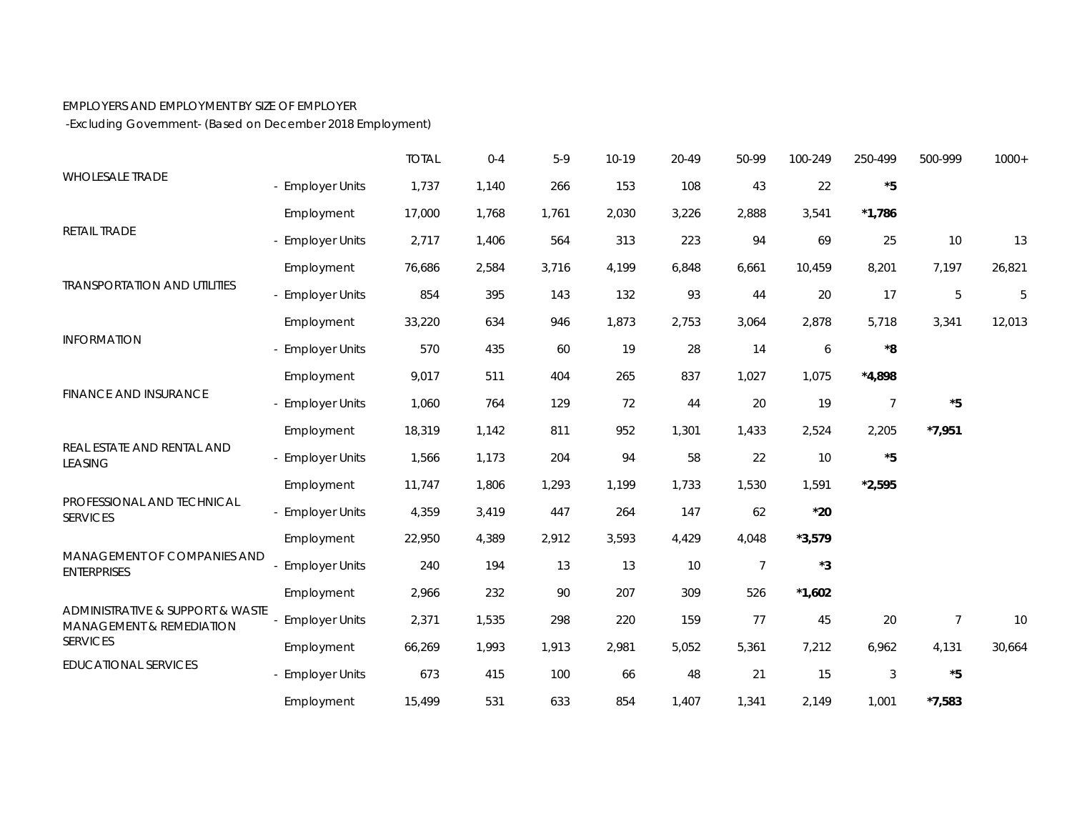EMPLOYERS AND EMPLOYMENT BY SIZE OF EMPLOYER

-Excluding Government- (Based on December 2018 Employment)

| | | TOTAL | 0-4 | 5-9 | 10-19 | 20-49 | 50-99 | 100-249 | 250-499 | 500-999 | 1000+ |
|---|---|---|---|---|---|---|---|---|---|---|---|
| WHOLESALE TRADE | - Employer Units | 1,737 | 1,140 | 266 | 153 | 108 | 43 | 22 | **\*5** | | |
| | Employment | 17,000 | 1,768 | 1,761 | 2,030 | 3,226 | 2,888 | 3,541 | **\*1,786** | | |
| RETAIL TRADE | - Employer Units | 2,717 | 1,406 | 564 | 313 | 223 | 94 | 69 | 25 | 10 | 13 |
| | Employment | 76,686 | 2,584 | 3,716 | 4,199 | 6,848 | 6,661 | 10,459 | 8,201 | 7,197 | 26,821 |
| TRANSPORTATION AND UTILITIES | - Employer Units | 854 | 395 | 143 | 132 | 93 | 44 | 20 | 17 | 5 | 5 |
| | Employment | 33,220 | 634 | 946 | 1,873 | 2,753 | 3,064 | 2,878 | 5,718 | 3,341 | 12,013 |
| INFORMATION | - Employer Units | 570 | 435 | 60 | 19 | 28 | 14 | 6 | **\*8** | | |
| | Employment | 9,017 | 511 | 404 | 265 | 837 | 1,027 | 1,075 | **\*4,898** | | |
| FINANCE AND INSURANCE | - Employer Units | 1,060 | 764 | 129 | 72 | 44 | 20 | 19 | 7 | **\*5** | |
| | Employment | 18,319 | 1,142 | 811 | 952 | 1,301 | 1,433 | 2,524 | 2,205 | **\*7,951** | |
| REAL ESTATE AND RENTAL AND LEASING | - Employer Units | 1,566 | 1,173 | 204 | 94 | 58 | 22 | 10 | **\*5** | | |
| | Employment | 11,747 | 1,806 | 1,293 | 1,199 | 1,733 | 1,530 | 1,591 | **\*2,595** | | |
| PROFESSIONAL AND TECHNICAL SERVICES | - Employer Units | 4,359 | 3,419 | 447 | 264 | 147 | 62 | **\*20** | | | |
| | Employment | 22,950 | 4,389 | 2,912 | 3,593 | 4,429 | 4,048 | **\*3,579** | | | |
| MANAGEMENT OF COMPANIES AND ENTERPRISES | - Employer Units | 240 | 194 | 13 | 13 | 10 | 7 | **\*3** | | | |
| | Employment | 2,966 | 232 | 90 | 207 | 309 | 526 | **\*1,602** | | | |
| ADMINISTRATIVE & SUPPORT & WASTE MANAGEMENT & REMEDIATION SERVICES | - Employer Units | 2,371 | 1,535 | 298 | 220 | 159 | 77 | 45 | 20 | 7 | 10 |
| | Employment | 66,269 | 1,993 | 1,913 | 2,981 | 5,052 | 5,361 | 7,212 | 6,962 | 4,131 | 30,664 |
| EDUCATIONAL SERVICES | - Employer Units | 673 | 415 | 100 | 66 | 48 | 21 | 15 | 3 | **\*5** | |
| | Employment | 15,499 | 531 | 633 | 854 | 1,407 | 1,341 | 2,149 | 1,001 | **\*7,583** | |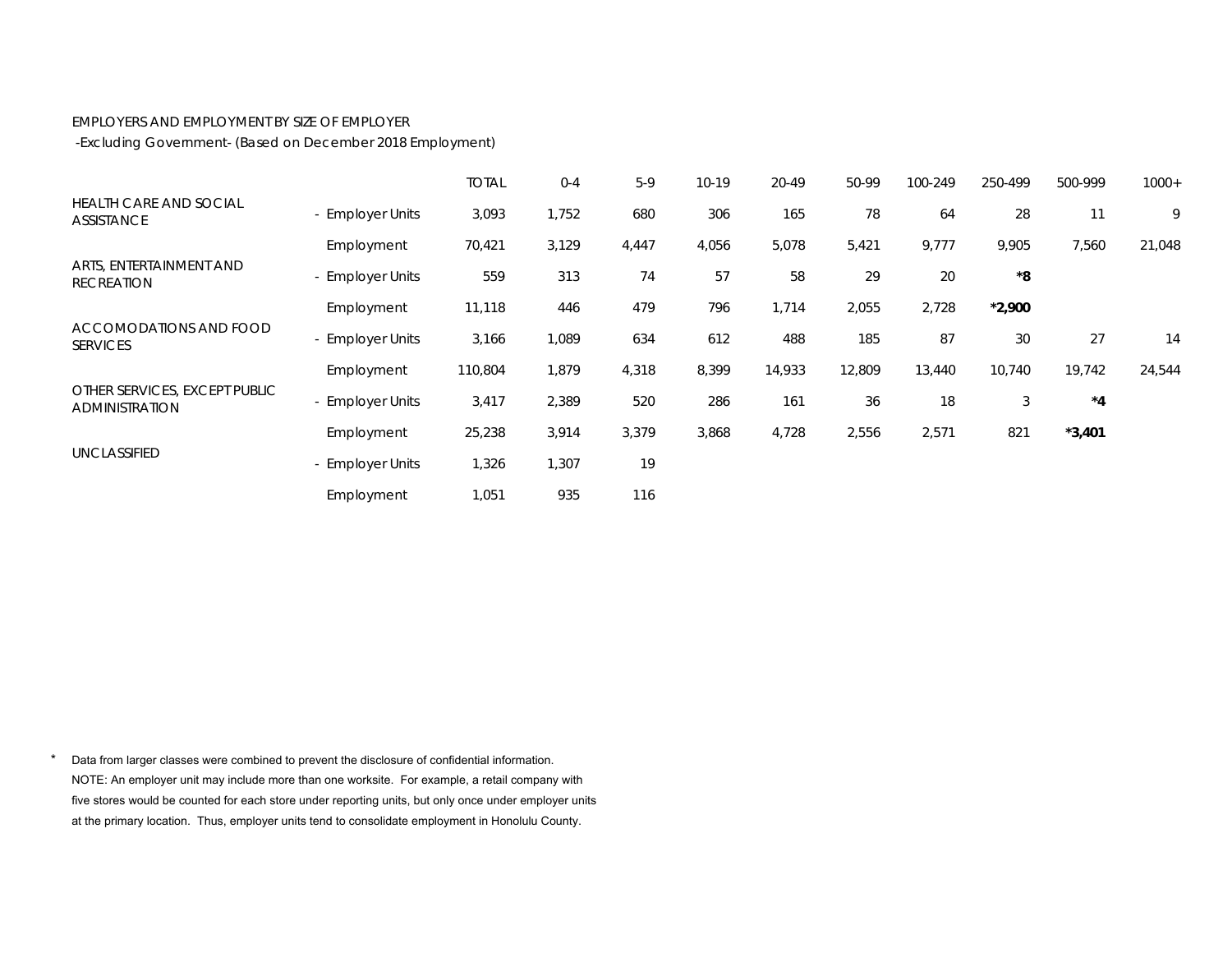EMPLOYERS AND EMPLOYMENT BY SIZE OF EMPLOYER

-Excluding Government- (Based on December 2018 Employment)

| | | TOTAL | 0-4 | 5-9 | 10-19 | 20-49 | 50-99 | 100-249 | 250-499 | 500-999 | 1000+ |
|---|---|---|---|---|---|---|---|---|---|---|---|
| HEALTH CARE AND SOCIAL ASSISTANCE | - Employer Units | 3,093 | 1,752 | 680 | 306 | 165 | 78 | 64 | 28 | 11 | 9 |
| | Employment | 70,421 | 3,129 | 4,447 | 4,056 | 5,078 | 5,421 | 9,777 | 9,905 | 7,560 | 21,048 |
| ARTS, ENTERTAINMENT AND RECREATION | - Employer Units | 559 | 313 | 74 | 57 | 58 | 29 | 20 | ***8** | | |
| | Employment | 11,118 | 446 | 479 | 796 | 1,714 | 2,055 | 2,728 | ***2,900** | | |
| ACCOMODATIONS AND FOOD SERVICES | - Employer Units | 3,166 | 1,089 | 634 | 612 | 488 | 185 | 87 | 30 | 27 | 14 |
| | Employment | 110,804 | 1,879 | 4,318 | 8,399 | 14,933 | 12,809 | 13,440 | 10,740 | 19,742 | 24,544 |
| OTHER SERVICES, EXCEPT PUBLIC ADMINISTRATION | - Employer Units | 3,417 | 2,389 | 520 | 286 | 161 | 36 | 18 | 3 | ***4** | |
| | Employment | 25,238 | 3,914 | 3,379 | 3,868 | 4,728 | 2,556 | 2,571 | 821 | ***3,401** | |
| UNCLASSIFIED | - Employer Units | 1,326 | 1,307 | 19 | | | | | | | |
| | Employment | 1,051 | 935 | 116 | | | | | | | |

* Data from larger classes were combined to prevent the disclosure of confidential information.

NOTE: An employer unit may include more than one worksite. For example, a retail company with five stores would be counted for each store under reporting units, but only once under employer units at the primary location. Thus, employer units tend to consolidate employment in Honolulu County.